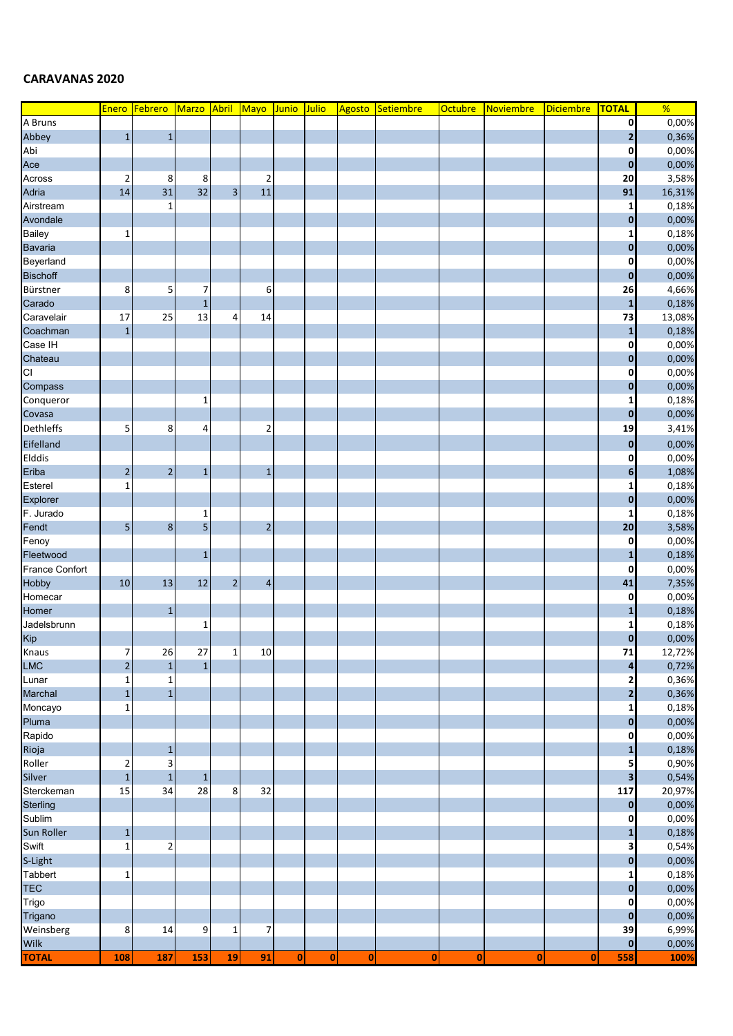**CARAVANAS 2020**

| | Enero | Febrero | Marzo | Abril | Mayo | Junio | Julio | Agosto | Setiembre | Octubre | Noviembre | Diciembre | TOTAL | % |
|---|---|---|---|---|---|---|---|---|---|---|---|---|---|---|
| A Bruns | | | | | | | | | | | | | 0 | 0,00% |
| Abbey | 1 | 1 | | | | | | | | | | | 2 | 0,36% |
| Abi | | | | | | | | | | | | | 0 | 0,00% |
| Ace | | | | | | | | | | | | | 0 | 0,00% |
| Across | 2 | 8 | 8 | | 2 | | | | | | | | 20 | 3,58% |
| Adria | 14 | 31 | 32 | 3 | 11 | | | | | | | | 91 | 16,31% |
| Airstream | | 1 | | | | | | | | | | | 1 | 0,18% |
| Avondale | | | | | | | | | | | | | 0 | 0,00% |
| Bailey | 1 | | | | | | | | | | | | 1 | 0,18% |
| Bavaria | | | | | | | | | | | | | 0 | 0,00% |
| Beyerland | | | | | | | | | | | | | 0 | 0,00% |
| Bischoff | | | | | | | | | | | | | 0 | 0,00% |
| Bürstner | 8 | 5 | 7 | | 6 | | | | | | | | 26 | 4,66% |
| Carado | | | 1 | | | | | | | | | | 1 | 0,18% |
| Caravelair | 17 | 25 | 13 | 4 | 14 | | | | | | | | 73 | 13,08% |
| Coachman | 1 | | | | | | | | | | | | 1 | 0,18% |
| Case IH | | | | | | | | | | | | | 0 | 0,00% |
| Chateau | | | | | | | | | | | | | 0 | 0,00% |
| CI | | | | | | | | | | | | | 0 | 0,00% |
| Compass | | | | | | | | | | | | | 0 | 0,00% |
| Conqueror | | | 1 | | | | | | | | | | 1 | 0,18% |
| Covasa | | | | | | | | | | | | | 0 | 0,00% |
| Dethleffs | 5 | 8 | 4 | | 2 | | | | | | | | 19 | 3,41% |
| Eifelland | | | | | | | | | | | | | 0 | 0,00% |
| Elddis | | | | | | | | | | | | | 0 | 0,00% |
| Eriba | 2 | 2 | 1 | | 1 | | | | | | | | 6 | 1,08% |
| Esterel | 1 | | | | | | | | | | | | 1 | 0,18% |
| Explorer | | | | | | | | | | | | | 0 | 0,00% |
| F. Jurado | | | 1 | | | | | | | | | | 1 | 0,18% |
| Fendt | 5 | 8 | 5 | | 2 | | | | | | | | 20 | 3,58% |
| Fenoy | | | | | | | | | | | | | 0 | 0,00% |
| Fleetwood | | | 1 | | | | | | | | | | 1 | 0,18% |
| France Confort | | | | | | | | | | | | | 0 | 0,00% |
| Hobby | 10 | 13 | 12 | 2 | 4 | | | | | | | | 41 | 7,35% |
| Homecar | | | | | | | | | | | | | 0 | 0,00% |
| Homer | | 1 | | | | | | | | | | | 1 | 0,18% |
| Jadelsbrunn | | | 1 | | | | | | | | | | 1 | 0,18% |
| Kip | | | | | | | | | | | | | 0 | 0,00% |
| Knaus | 7 | 26 | 27 | 1 | 10 | | | | | | | | 71 | 12,72% |
| LMC | 2 | 1 | 1 | | | | | | | | | | 4 | 0,72% |
| Lunar | 1 | 1 | | | | | | | | | | | 2 | 0,36% |
| Marchal | 1 | 1 | | | | | | | | | | | 2 | 0,36% |
| Moncayo | 1 | | | | | | | | | | | | 1 | 0,18% |
| Pluma | | | | | | | | | | | | | 0 | 0,00% |
| Rapido | | | | | | | | | | | | | 0 | 0,00% |
| Rioja | | 1 | | | | | | | | | | | 1 | 0,18% |
| Roller | 2 | 3 | | | | | | | | | | | 5 | 0,90% |
| Silver | 1 | 1 | 1 | | | | | | | | | | 3 | 0,54% |
| Sterckeman | 15 | 34 | 28 | 8 | 32 | | | | | | | | 117 | 20,97% |
| Sterling | | | | | | | | | | | | | 0 | 0,00% |
| Sublim | | | | | | | | | | | | | 0 | 0,00% |
| Sun Roller | 1 | | | | | | | | | | | | 1 | 0,18% |
| Swift | 1 | 2 | | | | | | | | | | | 3 | 0,54% |
| S-Light | | | | | | | | | | | | | 0 | 0,00% |
| Tabbert | 1 | | | | | | | | | | | | 1 | 0,18% |
| TEC | | | | | | | | | | | | | 0 | 0,00% |
| Trigo | | | | | | | | | | | | | 0 | 0,00% |
| Trigano | | | | | | | | | | | | | 0 | 0,00% |
| Weinsberg | 8 | 14 | 9 | 1 | 7 | | | | | | | | 39 | 6,99% |
| Wilk | | | | | | | | | | | | | 0 | 0,00% |
| **TOTAL** | **108** | **187** | **153** | **19** | **91** | **0** | **0** | **0** | **0** | **0** | **0** | **0** | **558** | **100%** |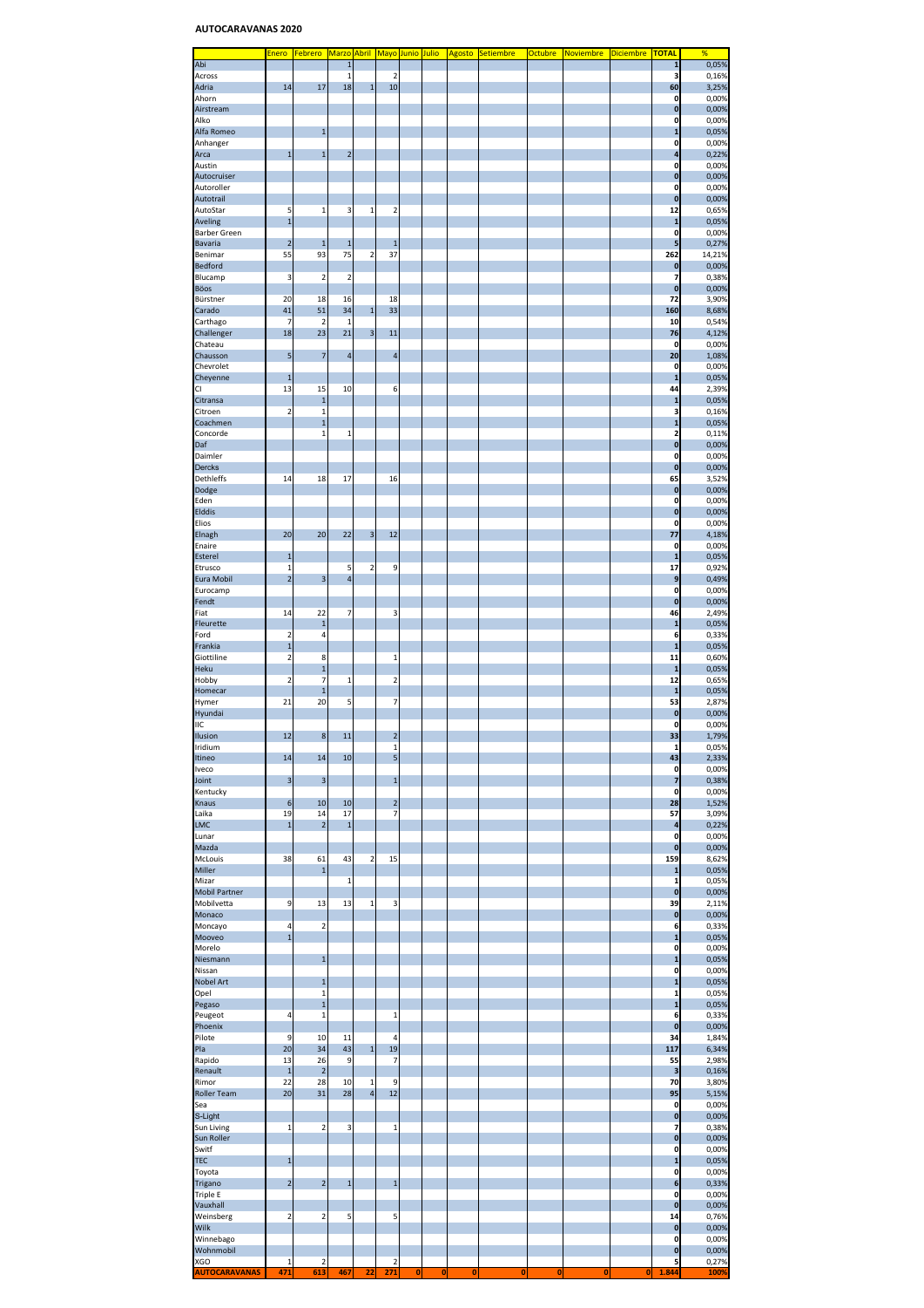# AUTOCARAVANAS 2020

| | Enero | Febrero | Marzo | Abril | Mayo | Junio | Julio | Agosto | Setiembre | Octubre | Noviembre | Diciembre | TOTAL | % |
|---|---|---|---|---|---|---|---|---|---|---|---|---|---|---|
| Abi | | | 1 | | | | | | | | | | 1 | 0,05% |
| Across | | | 1 | | 2 | | | | | | | | 3 | 0,16% |
| Adria | 14 | 17 | 18 | 1 | 10 | | | | | | | | 60 | 3,25% |
| Ahorn | | | | | | | | | | | | | 0 | 0,00% |
| Airstream | | | | | | | | | | | | | 0 | 0,00% |
| Alko | | | | | | | | | | | | | 0 | 0,00% |
| Alfa Romeo | | 1 | | | | | | | | | | | 1 | 0,05% |
| Anhanger | | | | | | | | | | | | | 0 | 0,00% |
| Arca | 1 | 1 | 2 | | | | | | | | | | 4 | 0,22% |
| Austin | | | | | | | | | | | | | 0 | 0,00% |
| Autocruiser | | | | | | | | | | | | | 0 | 0,00% |
| Autoroller | | | | | | | | | | | | | 0 | 0,00% |
| Autotrail | | | | | | | | | | | | | 0 | 0,00% |
| AutoStar | 5 | 1 | 3 | 1 | 2 | | | | | | | | 12 | 0,65% |
| Aveling | 1 | | | | | | | | | | | | 1 | 0,05% |
| Barber Green | | | | | | | | | | | | | 0 | 0,00% |
| Bavaria | 2 | 1 | 1 | | 1 | | | | | | | | 5 | 0,27% |
| Benimar | 55 | 93 | 75 | 2 | 37 | | | | | | | | 262 | 14,21% |
| Bedford | | | | | | | | | | | | | 0 | 0,00% |
| Blucamp | 3 | 2 | 2 | | | | | | | | | | 7 | 0,38% |
| Böos | | | | | | | | | | | | | 0 | 0,00% |
| Bürstner | 20 | 18 | 16 | | 18 | | | | | | | | 72 | 3,90% |
| Carado | 41 | 51 | 34 | 1 | 33 | | | | | | | | 160 | 8,68% |
| Carthago | 7 | 2 | 1 | | | | | | | | | | 10 | 0,54% |
| Challenger | 18 | 23 | 21 | 3 | 11 | | | | | | | | 76 | 4,12% |
| Chateau | | | | | | | | | | | | | 0 | 0,00% |
| Chausson | 5 | 7 | 4 | | 4 | | | | | | | | 20 | 1,08% |
| Chevrolet | | | | | | | | | | | | | 0 | 0,00% |
| Cheyenne | 1 | | | | | | | | | | | | 1 | 0,05% |
| CI | 13 | 15 | 10 | | 6 | | | | | | | | 44 | 2,39% |
| Citransa | | 1 | | | | | | | | | | | 1 | 0,05% |
| Citroen | 2 | 1 | | | | | | | | | | | 3 | 0,16% |
| Coachmen | | 1 | | | | | | | | | | | 1 | 0,05% |
| Concorde | | 1 | 1 | | | | | | | | | | 2 | 0,11% |
| Daf | | | | | | | | | | | | | 0 | 0,00% |
| Daimler | | | | | | | | | | | | | 0 | 0,00% |
| Dercks | | | | | | | | | | | | | 0 | 0,00% |
| Dethleffs | 14 | 18 | 17 | | 16 | | | | | | | | 65 | 3,52% |
| Dodge | | | | | | | | | | | | | 0 | 0,00% |
| Eden | | | | | | | | | | | | | 0 | 0,00% |
| Elddis | | | | | | | | | | | | | 0 | 0,00% |
| Elios | | | | | | | | | | | | | 0 | 0,00% |
| Elnagh | 20 | 20 | 22 | 3 | 12 | | | | | | | | 77 | 4,18% |
| Enaire | | | | | | | | | | | | | 0 | 0,00% |
| Esterel | 1 | | | | | | | | | | | | 1 | 0,05% |
| Etrusco | 1 | | 5 | 2 | 9 | | | | | | | | 17 | 0,92% |
| Eura Mobil | 2 | 3 | 4 | | | | | | | | | | 9 | 0,49% |
| Eurocamp | | | | | | | | | | | | | 0 | 0,00% |
| Fendt | | | | | | | | | | | | | 0 | 0,00% |
| Fiat | 14 | 22 | 7 | | 3 | | | | | | | | 46 | 2,49% |
| Fleurette | | 1 | | | | | | | | | | | 1 | 0,05% |
| Ford | 2 | 4 | | | | | | | | | | | 6 | 0,33% |
| Frankia | 1 | | | | | | | | | | | | 1 | 0,05% |
| Giottiline | 2 | 8 | | | 1 | | | | | | | | 11 | 0,60% |
| Heku | | 1 | | | | | | | | | | | 1 | 0,05% |
| Hobby | 2 | 7 | 1 | | 2 | | | | | | | | 12 | 0,65% |
| Homecar | | 1 | | | | | | | | | | | 1 | 0,05% |
| Hymer | 21 | 20 | 5 | | 7 | | | | | | | | 53 | 2,87% |
| Hyundai | | | | | | | | | | | | | 0 | 0,00% |
| IIC | | | | | | | | | | | | | 0 | 0,00% |
| Ilusion | 12 | 8 | 11 | | 2 | | | | | | | | 33 | 1,79% |
| Iridium | | | | | 1 | | | | | | | | 1 | 0,05% |
| Itineo | 14 | 14 | 10 | | 5 | | | | | | | | 43 | 2,33% |
| Iveco | | | | | | | | | | | | | 0 | 0,00% |
| Joint | 3 | 3 | | | 1 | | | | | | | | 7 | 0,38% |
| Kentucky | | | | | | | | | | | | | 0 | 0,00% |
| Knaus | 6 | 10 | 10 | | 2 | | | | | | | | 28 | 1,52% |
| Laika | 19 | 14 | 17 | | 7 | | | | | | | | 57 | 3,09% |
| LMC | 1 | 2 | 1 | | | | | | | | | | 4 | 0,22% |
| Lunar | | | | | | | | | | | | | 0 | 0,00% |
| Mazda | | | | | | | | | | | | | 0 | 0,00% |
| McLouis | 38 | 61 | 43 | 2 | 15 | | | | | | | | 159 | 8,62% |
| Miller | | 1 | | | | | | | | | | | 1 | 0,05% |
| Mizar | | | 1 | | | | | | | | | | 1 | 0,05% |
| Mobil Partner | | | | | | | | | | | | | 0 | 0,00% |
| Mobilvetta | 9 | 13 | 13 | 1 | 3 | | | | | | | | 39 | 2,11% |
| Monaco | | | | | | | | | | | | | 0 | 0,00% |
| Moncayo | 4 | 2 | | | | | | | | | | | 6 | 0,33% |
| Mooveo | 1 | | | | | | | | | | | | 1 | 0,05% |
| Morelo | | | | | | | | | | | | | 0 | 0,00% |
| Niesmann | | 1 | | | | | | | | | | | 1 | 0,05% |
| Nissan | | | | | | | | | | | | | 0 | 0,00% |
| Nobel Art | | 1 | | | | | | | | | | | 1 | 0,05% |
| Opel | | 1 | | | | | | | | | | | 1 | 0,05% |
| Pegaso | | 1 | | | | | | | | | | | 1 | 0,05% |
| Peugeot | 4 | 1 | | | 1 | | | | | | | | 6 | 0,33% |
| Phoenix | | | | | | | | | | | | | 0 | 0,00% |
| Pilote | 9 | 10 | 11 | | 4 | | | | | | | | 34 | 1,84% |
| Pla | 20 | 34 | 43 | 1 | 19 | | | | | | | | 117 | 6,34% |
| Rapido | 13 | 26 | 9 | | 7 | | | | | | | | 55 | 2,98% |
| Renault | 1 | 2 | | | | | | | | | | | 3 | 0,16% |
| Rimor | 22 | 28 | 10 | 1 | 9 | | | | | | | | 70 | 3,80% |
| Roller Team | 20 | 31 | 28 | 4 | 12 | | | | | | | | 95 | 5,15% |
| Sea | | | | | | | | | | | | | 0 | 0,00% |
| S-Light | | | | | | | | | | | | | 0 | 0,00% |
| Sun Living | 1 | 2 | 3 | | 1 | | | | | | | | 7 | 0,38% |
| Sun Roller | | | | | | | | | | | | | 0 | 0,00% |
| Switf | | | | | | | | | | | | | 0 | 0,00% |
| TEC | 1 | | | | | | | | | | | | 1 | 0,05% |
| Toyota | | | | | | | | | | | | | 0 | 0,00% |
| Trigano | 2 | 2 | 1 | | 1 | | | | | | | | 6 | 0,33% |
| Triple E | | | | | | | | | | | | | 0 | 0,00% |
| Vauxhall | | | | | | | | | | | | | 0 | 0,00% |
| Weinsberg | 2 | 2 | 5 | | 5 | | | | | | | | 14 | 0,76% |
| Wilk | | | | | | | | | | | | | 0 | 0,00% |
| Winnebago | | | | | | | | | | | | | 0 | 0,00% |
| Wohnmobil | | | | | | | | | | | | | 0 | 0,00% |
| XGO | 1 | 2 | | | 2 | | | | | | | | 5 | 0,27% |
| **AUTOCARAVANAS** | **471** | **613** | **467** | **22** | **271** | **0** | **0** | **0** | **0** | **0** | **0** | **0** | **1.844** | **100%** |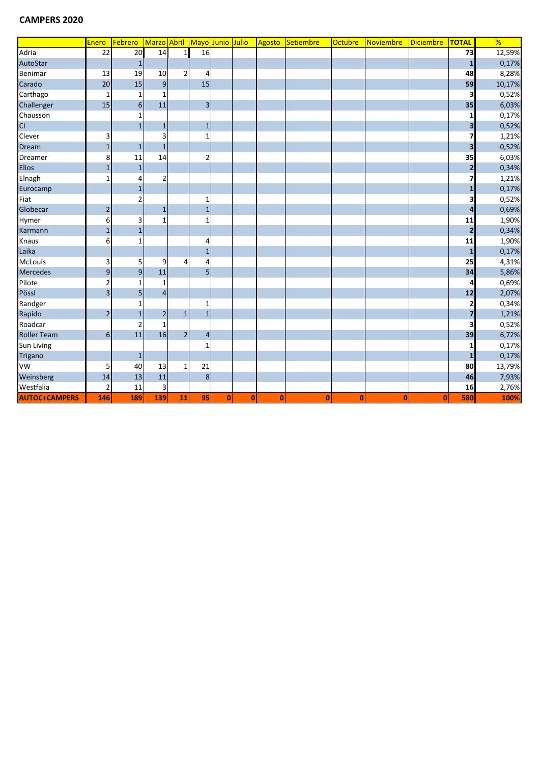**CAMPERS 2020**

| | Enero | Febrero | Marzo | Abril | Mayo | Junio | Julio | Agosto | Setiembre | Octubre | Noviembre | Diciembre | TOTAL | % |
|---|---|---|---|---|---|---|---|---|---|---|---|---|---|---|
| Adria | 22 | 20 | 14 | 1 | 16 | | | | | | | | **73** | 12,59% |
| AutoStar | | 1 | | | | | | | | | | | **1** | 0,17% |
| Benimar | 13 | 19 | 10 | 2 | 4 | | | | | | | | **48** | 8,28% |
| Carado | 20 | 15 | 9 | | 15 | | | | | | | | **59** | 10,17% |
| Carthago | 1 | 1 | 1 | | | | | | | | | | **3** | 0,52% |
| Challenger | 15 | 6 | 11 | | 3 | | | | | | | | **35** | 6,03% |
| Chausson | | 1 | | | | | | | | | | | **1** | 0,17% |
| CI | | 1 | 1 | | 1 | | | | | | | | **3** | 0,52% |
| Clever | 3 | | 3 | | 1 | | | | | | | | **7** | 1,21% |
| Dream | 1 | 1 | 1 | | | | | | | | | | **3** | 0,52% |
| Dreamer | 8 | 11 | 14 | | 2 | | | | | | | | **35** | 6,03% |
| Elios | 1 | 1 | | | | | | | | | | | **2** | 0,34% |
| Elnagh | 1 | 4 | 2 | | | | | | | | | | **7** | 1,21% |
| Eurocamp | | 1 | | | | | | | | | | | **1** | 0,17% |
| Fiat | | 2 | | | 1 | | | | | | | | **3** | 0,52% |
| Globecar | 2 | | 1 | | 1 | | | | | | | | **4** | 0,69% |
| Hymer | 6 | 3 | 1 | | 1 | | | | | | | | **11** | 1,90% |
| Karmann | 1 | 1 | | | | | | | | | | | **2** | 0,34% |
| Knaus | 6 | 1 | | | 4 | | | | | | | | **11** | 1,90% |
| Laika | | | | | 1 | | | | | | | | **1** | 0,17% |
| McLouis | 3 | 5 | 9 | 4 | 4 | | | | | | | | **25** | 4,31% |
| Mercedes | 9 | 9 | 11 | | 5 | | | | | | | | **34** | 5,86% |
| Pilote | 2 | 1 | 1 | | | | | | | | | | **4** | 0,69% |
| Pössl | 3 | 5 | 4 | | | | | | | | | | **12** | 2,07% |
| Randger | | 1 | | | 1 | | | | | | | | **2** | 0,34% |
| Rapido | 2 | 1 | 2 | 1 | 1 | | | | | | | | **7** | 1,21% |
| Roadcar | | 2 | 1 | | | | | | | | | | **3** | 0,52% |
| Roller Team | 6 | 11 | 16 | 2 | 4 | | | | | | | | **39** | 6,72% |
| Sun Living | | | | | 1 | | | | | | | | **1** | 0,17% |
| Trigano | | 1 | | | | | | | | | | | **1** | 0,17% |
| VW | 5 | 40 | 13 | 1 | 21 | | | | | | | | **80** | 13,79% |
| Weinsberg | 14 | 13 | 11 | | 8 | | | | | | | | **46** | 7,93% |
| Westfalia | 2 | 11 | 3 | | | | | | | | | | **16** | 2,76% |
| **AUTOC+CAMPERS** | **146** | **189** | **139** | **11** | **95** | **0** | **0** | **0** | **0** | **0** | **0** | **0** | **580** | **100%** |